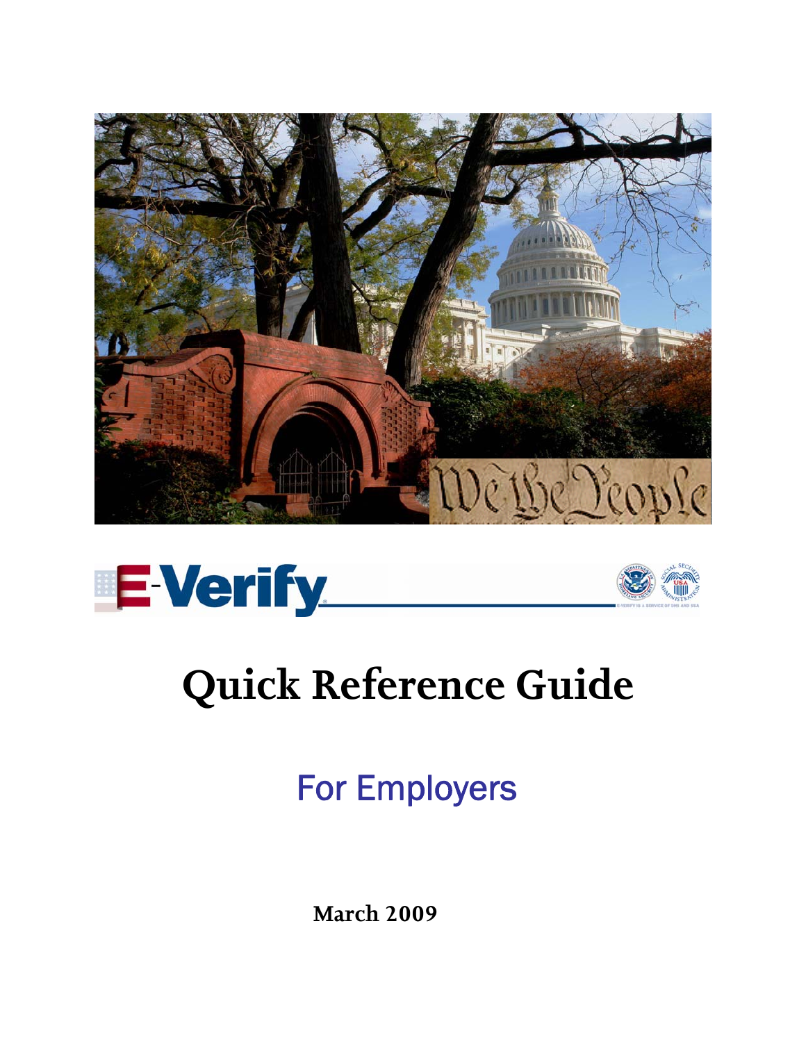# E-Verify

# Quick Reference Guide

## For Employers

**March 2009**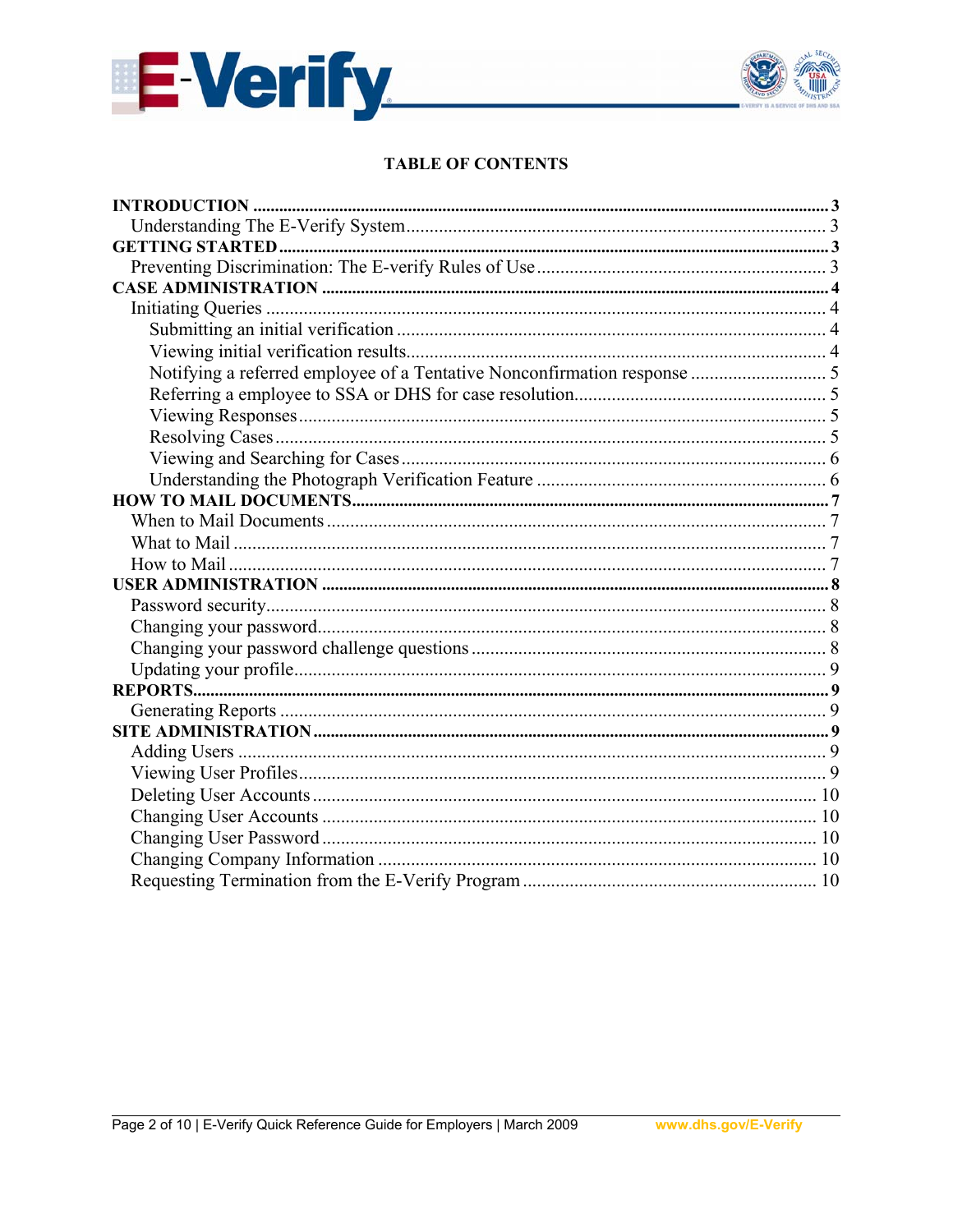# TABLE OF CONTENTS

**INTRODUCTION** .................................................. **3**
- Understanding The E-Verify System .................................................. 3

**GETTING STARTED** .................................................. **3**
- Preventing Discrimination: The E-verify Rules of Use .................................................. 3

**CASE ADMINISTRATION** .................................................. **4**
- Initiating Queries .................................................. 4
  - Submitting an initial verification .................................................. 4
  - Viewing initial verification results .................................................. 4
  - Notifying a referred employee of a Tentative Nonconfirmation response .................................................. 5
  - Referring a employee to SSA or DHS for case resolution .................................................. 5
  - Viewing Responses .................................................. 5
  - Resolving Cases .................................................. 5
  - Viewing and Searching for Cases .................................................. 6
  - Understanding the Photograph Verification Feature .................................................. 6

**HOW TO MAIL DOCUMENTS** .................................................. **7**
- When to Mail Documents .................................................. 7
- What to Mail .................................................. 7
- How to Mail .................................................. 7

**USER ADMINISTRATION** .................................................. **8**
- Password security .................................................. 8
- Changing your password .................................................. 8
- Changing your password challenge questions .................................................. 8
- Updating your profile .................................................. 9

**REPORTS** .................................................. **9**
- Generating Reports .................................................. 9

**SITE ADMINISTRATION** .................................................. **9**
- Adding Users .................................................. 9
- Viewing User Profiles .................................................. 9
- Deleting User Accounts .................................................. 10
- Changing User Accounts .................................................. 10
- Changing User Password .................................................. 10
- Changing Company Information .................................................. 10
- Requesting Termination from the E-Verify Program .................................................. 10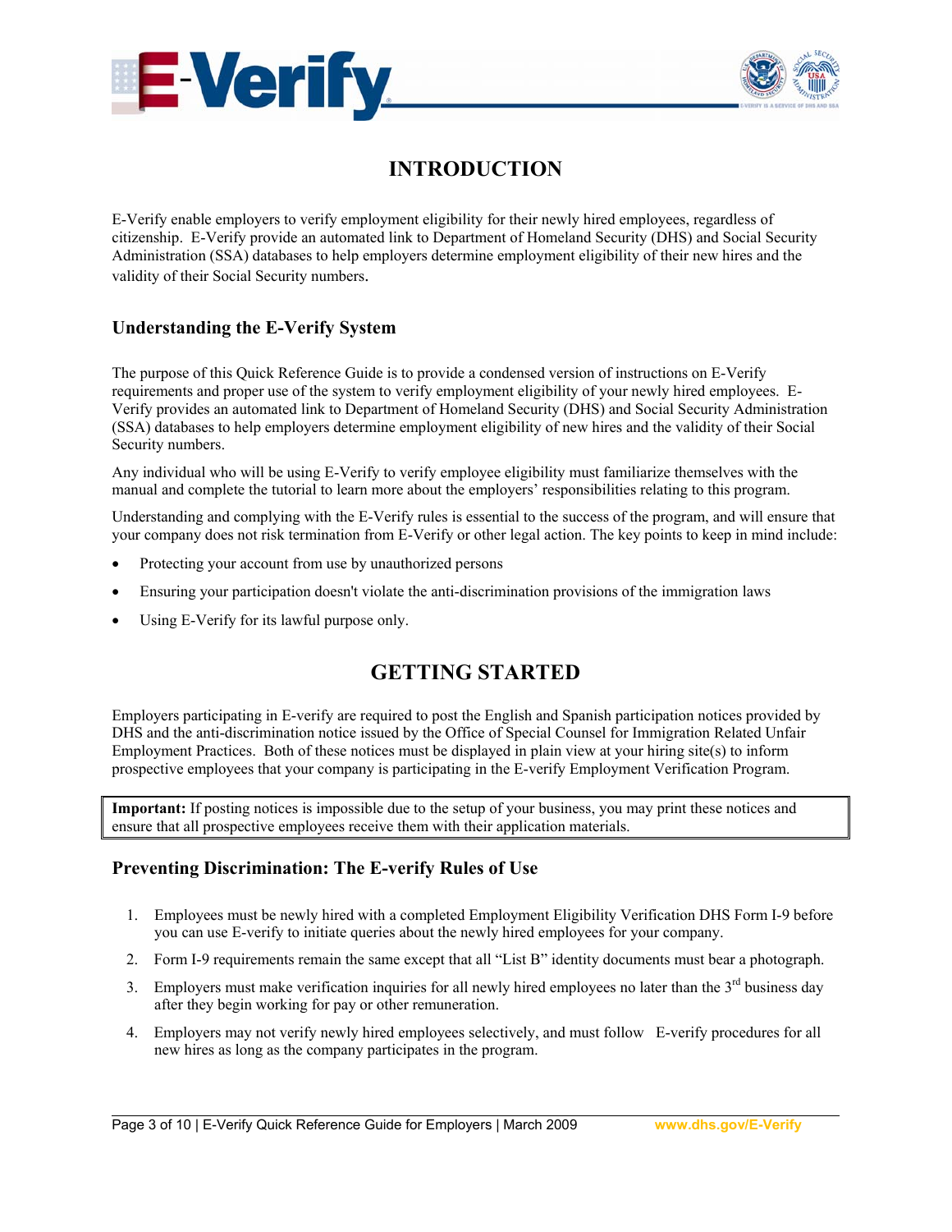# INTRODUCTION

E-Verify enable employers to verify employment eligibility for their newly hired employees, regardless of citizenship. E-Verify provide an automated link to Department of Homeland Security (DHS) and Social Security Administration (SSA) databases to help employers determine employment eligibility of their new hires and the validity of their Social Security numbers.

## Understanding the E-Verify System

The purpose of this Quick Reference Guide is to provide a condensed version of instructions on E-Verify requirements and proper use of the system to verify employment eligibility of your newly hired employees. E-Verify provides an automated link to Department of Homeland Security (DHS) and Social Security Administration (SSA) databases to help employers determine employment eligibility of new hires and the validity of their Social Security numbers.

Any individual who will be using E-Verify to verify employee eligibility must familiarize themselves with the manual and complete the tutorial to learn more about the employers' responsibilities relating to this program.

Understanding and complying with the E-Verify rules is essential to the success of the program, and will ensure that your company does not risk termination from E-Verify or other legal action. The key points to keep in mind include:

- Protecting your account from use by unauthorized persons
- Ensuring your participation doesn't violate the anti-discrimination provisions of the immigration laws
- Using E-Verify for its lawful purpose only.

# GETTING STARTED

Employers participating in E-verify are required to post the English and Spanish participation notices provided by DHS and the anti-discrimination notice issued by the Office of Special Counsel for Immigration Related Unfair Employment Practices. Both of these notices must be displayed in plain view at your hiring site(s) to inform prospective employees that your company is participating in the E-verify Employment Verification Program.

**Important:** If posting notices is impossible due to the setup of your business, you may print these notices and ensure that all prospective employees receive them with their application materials.

## Preventing Discrimination: The E-verify Rules of Use

1. Employees must be newly hired with a completed Employment Eligibility Verification DHS Form I-9 before you can use E-verify to initiate queries about the newly hired employees for your company.
2. Form I-9 requirements remain the same except that all "List B" identity documents must bear a photograph.
3. Employers must make verification inquiries for all newly hired employees no later than the 3rd business day after they begin working for pay or other remuneration.
4. Employers may not verify newly hired employees selectively, and must follow E-verify procedures for all new hires as long as the company participates in the program.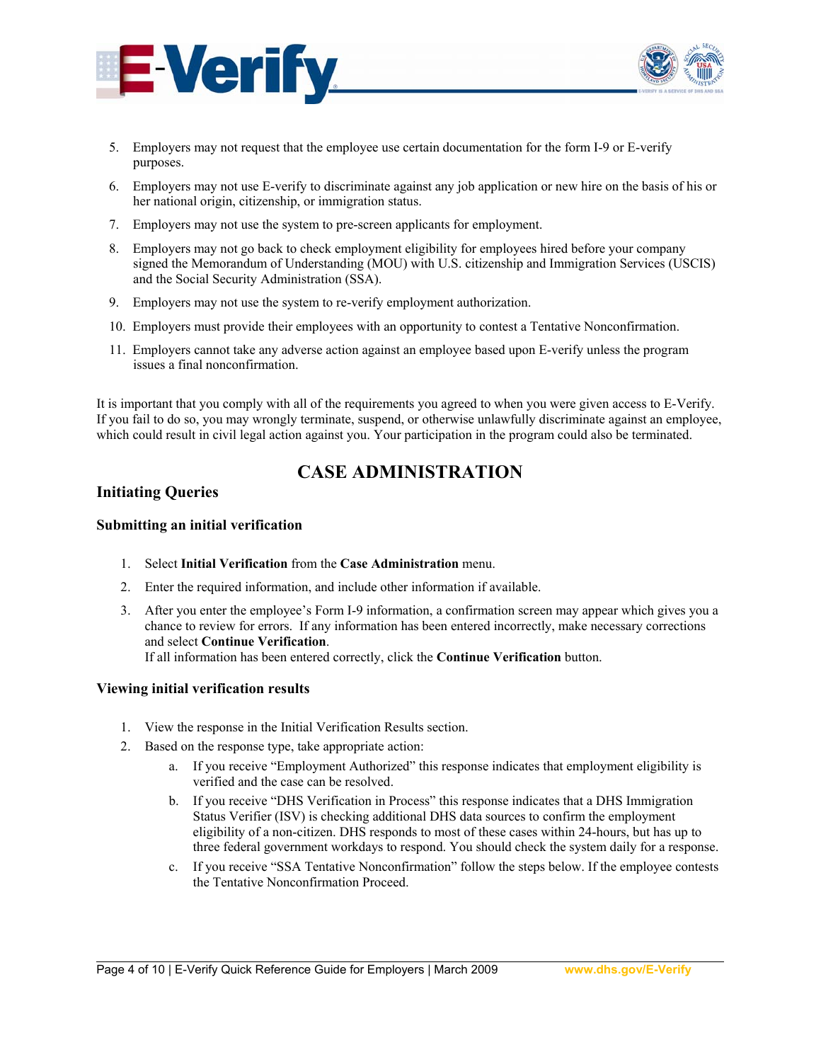5. Employers may not request that the employee use certain documentation for the form I-9 or E-verify purposes.
6. Employers may not use E-verify to discriminate against any job application or new hire on the basis of his or her national origin, citizenship, or immigration status.
7. Employers may not use the system to pre-screen applicants for employment.
8. Employers may not go back to check employment eligibility for employees hired before your company signed the Memorandum of Understanding (MOU) with U.S. citizenship and Immigration Services (USCIS) and the Social Security Administration (SSA).
9. Employers may not use the system to re-verify employment authorization.
10. Employers must provide their employees with an opportunity to contest a Tentative Nonconfirmation.
11. Employers cannot take any adverse action against an employee based upon E-verify unless the program issues a final nonconfirmation.

It is important that you comply with all of the requirements you agreed to when you were given access to E-Verify. If you fail to do so, you may wrongly terminate, suspend, or otherwise unlawfully discriminate against an employee, which could result in civil legal action against you. Your participation in the program could also be terminated.

# CASE ADMINISTRATION

## Initiating Queries

### Submitting an initial verification

1. Select **Initial Verification** from the **Case Administration** menu.
2. Enter the required information, and include other information if available.
3. After you enter the employee's Form I-9 information, a confirmation screen may appear which gives you a chance to review for errors. If any information has been entered incorrectly, make necessary corrections and select **Continue Verification**.
   If all information has been entered correctly, click the **Continue Verification** button.

### Viewing initial verification results

1. View the response in the Initial Verification Results section.
2. Based on the response type, take appropriate action:
   a. If you receive "Employment Authorized" this response indicates that employment eligibility is verified and the case can be resolved.
   b. If you receive "DHS Verification in Process" this response indicates that a DHS Immigration Status Verifier (ISV) is checking additional DHS data sources to confirm the employment eligibility of a non-citizen. DHS responds to most of these cases within 24-hours, but has up to three federal government workdays to respond. You should check the system daily for a response.
   c. If you receive "SSA Tentative Nonconfirmation" follow the steps below. If the employee contests the Tentative Nonconfirmation Proceed.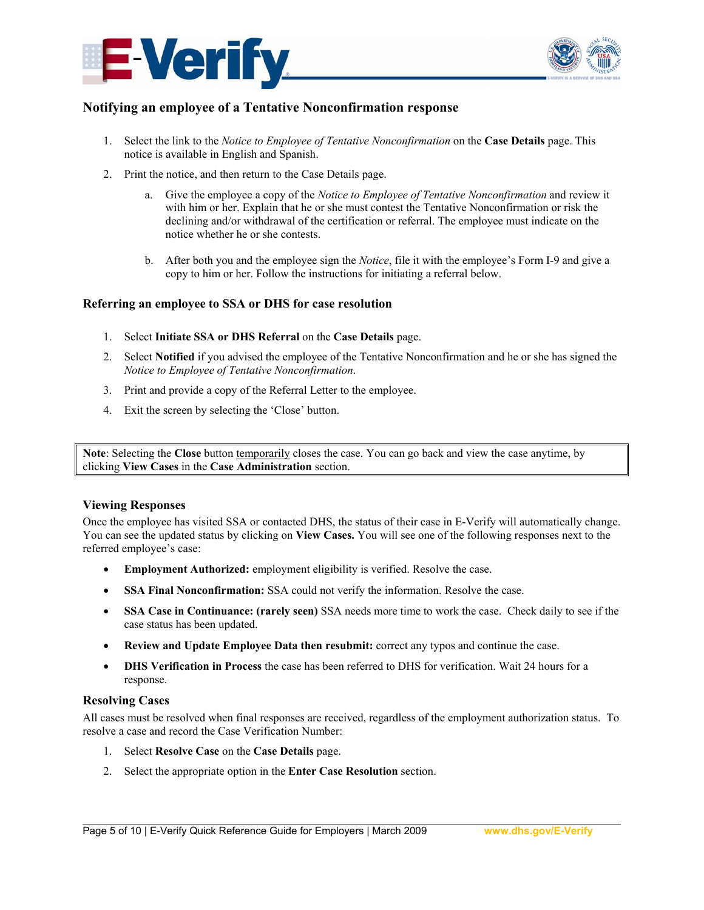### Notifying an employee of a Tentative Nonconfirmation response

1. Select the link to the *Notice to Employee of Tentative Nonconfirmation* on the **Case Details** page. This notice is available in English and Spanish.
2. Print the notice, and then return to the Case Details page.
   a. Give the employee a copy of the *Notice to Employee of Tentative Nonconfirmation* and review it with him or her. Explain that he or she must contest the Tentative Nonconfirmation or risk the declining and/or withdrawal of the certification or referral. The employee must indicate on the notice whether he or she contests.

   b. After both you and the employee sign the *Notice*, file it with the employee's Form I-9 and give a copy to him or her. Follow the instructions for initiating a referral below.

### Referring an employee to SSA or DHS for case resolution

1. Select **Initiate SSA or DHS Referral** on the **Case Details** page.
2. Select **Notified** if you advised the employee of the Tentative Nonconfirmation and he or she has signed the *Notice to Employee of Tentative Nonconfirmation*.
3. Print and provide a copy of the Referral Letter to the employee.
4. Exit the screen by selecting the 'Close' button.

> **Note**: Selecting the **Close** button temporarily closes the case. You can go back and view the case anytime, by clicking **View Cases** in the **Case Administration** section.

### Viewing Responses

Once the employee has visited SSA or contacted DHS, the status of their case in E-Verify will automatically change. You can see the updated status by clicking on **View Cases.** You will see one of the following responses next to the referred employee's case:

- **Employment Authorized:** employment eligibility is verified. Resolve the case.
- **SSA Final Nonconfirmation:** SSA could not verify the information. Resolve the case.
- **SSA Case in Continuance: (rarely seen)** SSA needs more time to work the case. Check daily to see if the case status has been updated.
- **Review and Update Employee Data then resubmit:** correct any typos and continue the case.
- **DHS Verification in Process** the case has been referred to DHS for verification. Wait 24 hours for a response.

### Resolving Cases

All cases must be resolved when final responses are received, regardless of the employment authorization status. To resolve a case and record the Case Verification Number:

1. Select **Resolve Case** on the **Case Details** page.
2. Select the appropriate option in the **Enter Case Resolution** section.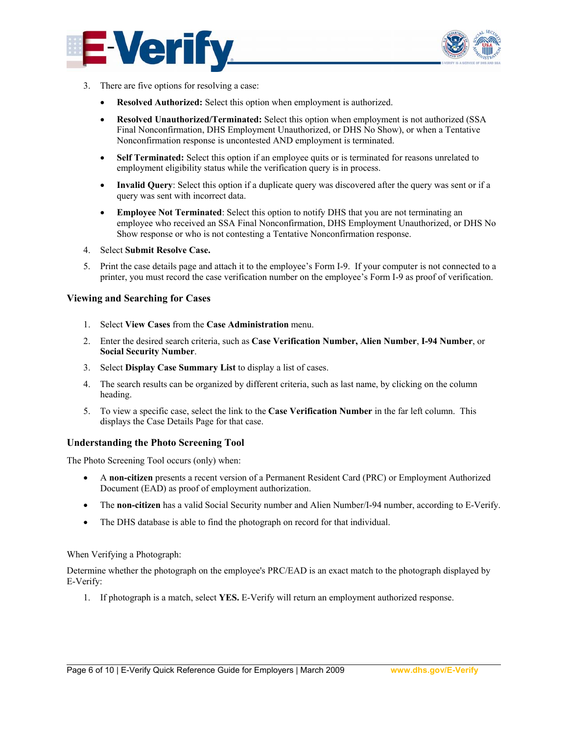3. There are five options for resolving a case:

   - **Resolved Authorized:** Select this option when employment is authorized.
   - **Resolved Unauthorized/Terminated:** Select this option when employment is not authorized (SSA Final Nonconfirmation, DHS Employment Unauthorized, or DHS No Show), or when a Tentative Nonconfirmation response is uncontested AND employment is terminated.
   - **Self Terminated:** Select this option if an employee quits or is terminated for reasons unrelated to employment eligibility status while the verification query is in process.
   - **Invalid Query**: Select this option if a duplicate query was discovered after the query was sent or if a query was sent with incorrect data.
   - **Employee Not Terminated**: Select this option to notify DHS that you are not terminating an employee who received an SSA Final Nonconfirmation, DHS Employment Unauthorized, or DHS No Show response or who is not contesting a Tentative Nonconfirmation response.

4. Select **Submit Resolve Case.**
5. Print the case details page and attach it to the employee's Form I-9. If your computer is not connected to a printer, you must record the case verification number on the employee's Form I-9 as proof of verification.

### Viewing and Searching for Cases

1. Select **View Cases** from the **Case Administration** menu.
2. Enter the desired search criteria, such as **Case Verification Number, Alien Number**, **I-94 Number**, or **Social Security Number**.
3. Select **Display Case Summary List** to display a list of cases.
4. The search results can be organized by different criteria, such as last name, by clicking on the column heading.
5. To view a specific case, select the link to the **Case Verification Number** in the far left column. This displays the Case Details Page for that case.

### Understanding the Photo Screening Tool

The Photo Screening Tool occurs (only) when:

- A **non-citizen** presents a recent version of a Permanent Resident Card (PRC) or Employment Authorized Document (EAD) as proof of employment authorization.
- The **non-citizen** has a valid Social Security number and Alien Number/I-94 number, according to E-Verify.
- The DHS database is able to find the photograph on record for that individual.

When Verifying a Photograph:

Determine whether the photograph on the employee's PRC/EAD is an exact match to the photograph displayed by E-Verify:

1. If photograph is a match, select **YES.** E-Verify will return an employment authorized response.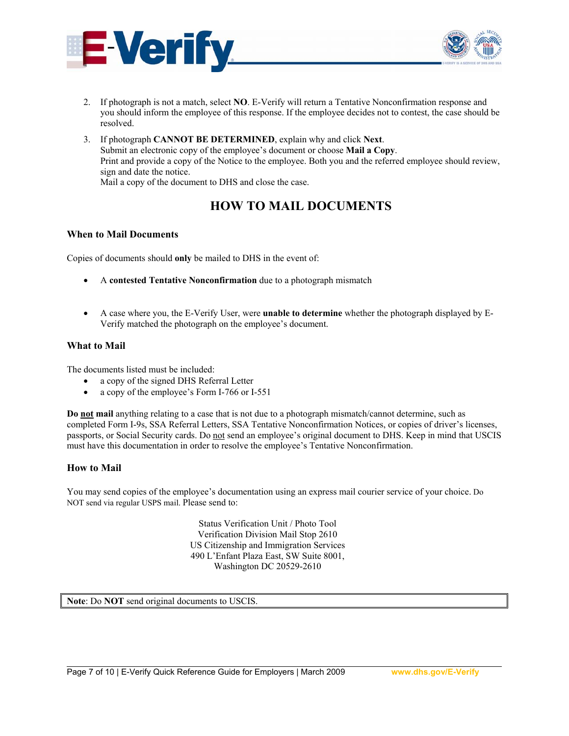2. If photograph is not a match, select **NO**. E-Verify will return a Tentative Nonconfirmation response and you should inform the employee of this response. If the employee decides not to contest, the case should be resolved.

3. If photograph **CANNOT BE DETERMINED**, explain why and click **Next**.
   Submit an electronic copy of the employee's document or choose **Mail a Copy**.
   Print and provide a copy of the Notice to the employee. Both you and the referred employee should review, sign and date the notice.
   Mail a copy of the document to DHS and close the case.

## HOW TO MAIL DOCUMENTS

### When to Mail Documents

Copies of documents should **only** be mailed to DHS in the event of:

- A **contested Tentative Nonconfirmation** due to a photograph mismatch

- A case where you, the E-Verify User, were **unable to determine** whether the photograph displayed by E-Verify matched the photograph on the employee's document.

### What to Mail

The documents listed must be included:

- a copy of the signed DHS Referral Letter
- a copy of the employee's Form I-766 or I-551

**Do <u>not</u> mail** anything relating to a case that is not due to a photograph mismatch/cannot determine, such as completed Form I-9s, SSA Referral Letters, SSA Tentative Nonconfirmation Notices, or copies of driver's licenses, passports, or Social Security cards. Do <u>not</u> send an employee's original document to DHS. Keep in mind that USCIS must have this documentation in order to resolve the employee's Tentative Nonconfirmation.

### How to Mail

You may send copies of the employee's documentation using an express mail courier service of your choice. Do NOT send via regular USPS mail. Please send to:

Status Verification Unit / Photo Tool
Verification Division Mail Stop 2610
US Citizenship and Immigration Services
490 L'Enfant Plaza East, SW Suite 8001,
Washington DC 20529-2610

**Note**: Do **NOT** send original documents to USCIS.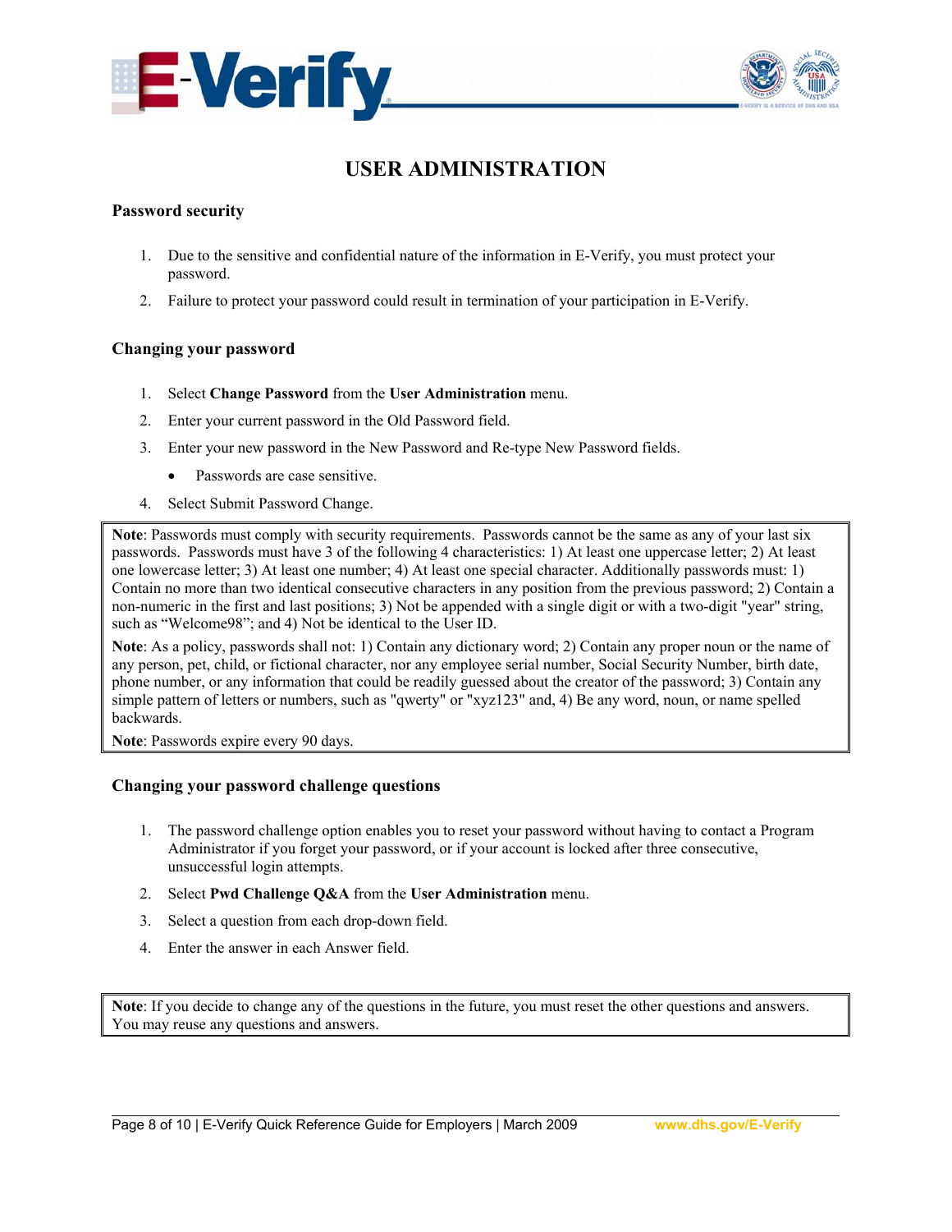# USER ADMINISTRATION

## Password security

1. Due to the sensitive and confidential nature of the information in E-Verify, you must protect your password.
2. Failure to protect your password could result in termination of your participation in E-Verify.

## Changing your password

1. Select **Change Password** from the **User Administration** menu.
2. Enter your current password in the Old Password field.
3. Enter your new password in the New Password and Re-type New Password fields.
   - Passwords are case sensitive.
4. Select Submit Password Change.

**Note**: Passwords must comply with security requirements. Passwords cannot be the same as any of your last six passwords. Passwords must have 3 of the following 4 characteristics: 1) At least one uppercase letter; 2) At least one lowercase letter; 3) At least one number; 4) At least one special character. Additionally passwords must: 1) Contain no more than two identical consecutive characters in any position from the previous password; 2) Contain a non-numeric in the first and last positions; 3) Not be appended with a single digit or with a two-digit "year" string, such as "Welcome98"; and 4) Not be identical to the User ID.

**Note**: As a policy, passwords shall not: 1) Contain any dictionary word; 2) Contain any proper noun or the name of any person, pet, child, or fictional character, nor any employee serial number, Social Security Number, birth date, phone number, or any information that could be readily guessed about the creator of the password; 3) Contain any simple pattern of letters or numbers, such as "qwerty" or "xyz123" and, 4) Be any word, noun, or name spelled backwards.

**Note**: Passwords expire every 90 days.

## Changing your password challenge questions

1. The password challenge option enables you to reset your password without having to contact a Program Administrator if you forget your password, or if your account is locked after three consecutive, unsuccessful login attempts.
2. Select **Pwd Challenge Q&A** from the **User Administration** menu.
3. Select a question from each drop-down field.
4. Enter the answer in each Answer field.

**Note**: If you decide to change any of the questions in the future, you must reset the other questions and answers. You may reuse any questions and answers.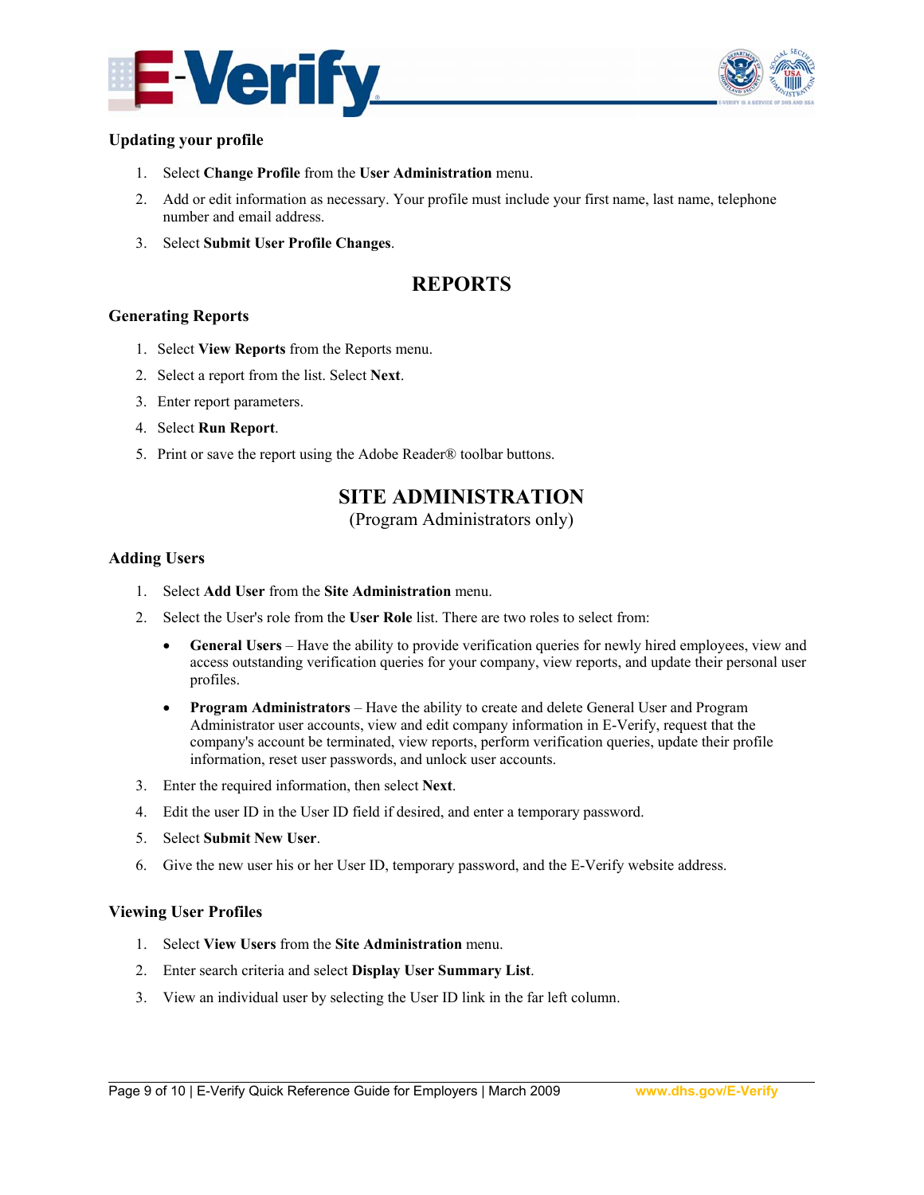### Updating your profile

1. Select **Change Profile** from the **User Administration** menu.
2. Add or edit information as necessary. Your profile must include your first name, last name, telephone number and email address.
3. Select **Submit User Profile Changes**.

## REPORTS

### Generating Reports

1. Select **View Reports** from the Reports menu.
2. Select a report from the list. Select **Next**.
3. Enter report parameters.
4. Select **Run Report**.
5. Print or save the report using the Adobe Reader® toolbar buttons.

## SITE ADMINISTRATION

(Program Administrators only)

### Adding Users

1. Select **Add User** from the **Site Administration** menu.
2. Select the User's role from the **User Role** list. There are two roles to select from:
   - **General Users** – Have the ability to provide verification queries for newly hired employees, view and access outstanding verification queries for your company, view reports, and update their personal user profiles.
   - **Program Administrators** – Have the ability to create and delete General User and Program Administrator user accounts, view and edit company information in E-Verify, request that the company's account be terminated, view reports, perform verification queries, update their profile information, reset user passwords, and unlock user accounts.
3. Enter the required information, then select **Next**.
4. Edit the user ID in the User ID field if desired, and enter a temporary password.
5. Select **Submit New User**.
6. Give the new user his or her User ID, temporary password, and the E-Verify website address.

### Viewing User Profiles

1. Select **View Users** from the **Site Administration** menu.
2. Enter search criteria and select **Display User Summary List**.
3. View an individual user by selecting the User ID link in the far left column.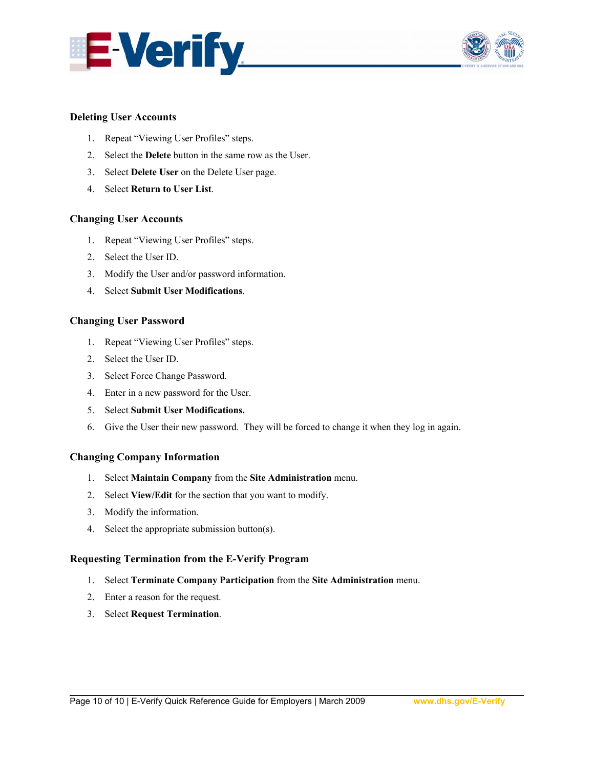### Deleting User Accounts

1. Repeat "Viewing User Profiles" steps.
2. Select the **Delete** button in the same row as the User.
3. Select **Delete User** on the Delete User page.
4. Select **Return to User List**.

### Changing User Accounts

1. Repeat "Viewing User Profiles" steps.
2. Select the User ID.
3. Modify the User and/or password information.
4. Select **Submit User Modifications**.

### Changing User Password

1. Repeat "Viewing User Profiles" steps.
2. Select the User ID.
3. Select Force Change Password.
4. Enter in a new password for the User.
5. Select **Submit User Modifications.**
6. Give the User their new password. They will be forced to change it when they log in again.

### Changing Company Information

1. Select **Maintain Company** from the **Site Administration** menu.
2. Select **View/Edit** for the section that you want to modify.
3. Modify the information.
4. Select the appropriate submission button(s).

### Requesting Termination from the E-Verify Program

1. Select **Terminate Company Participation** from the **Site Administration** menu.
2. Enter a reason for the request.
3. Select **Request Termination**.